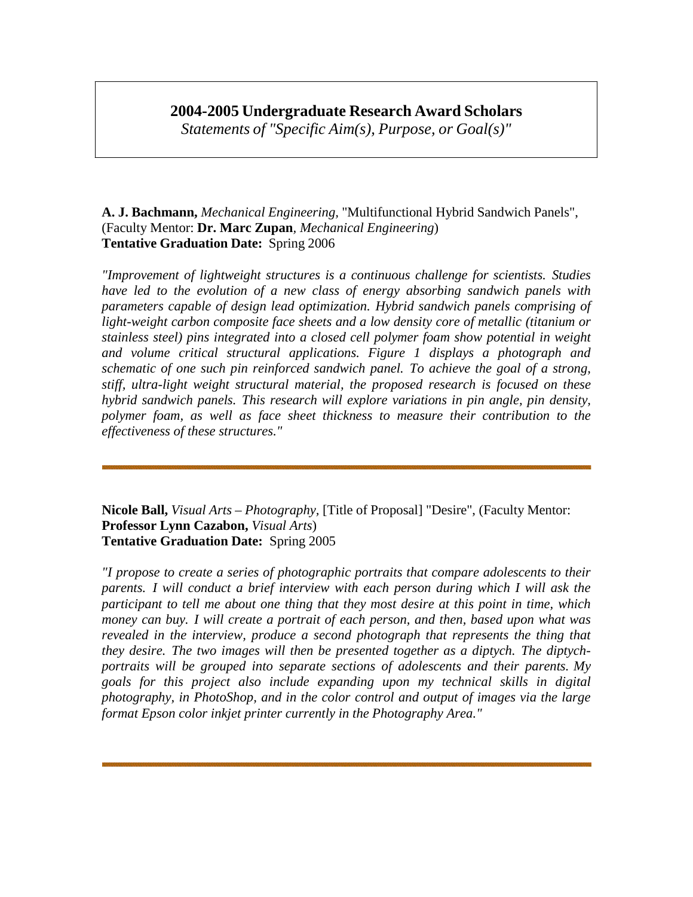# 2004-2005 Undergraduate Research Award Scholars

*Statements of "Specific Aim(s), Purpose, or Goal(s)"*

**A. J. Bachmann,** *Mechanical Engineering*, "Multifunctional Hybrid Sandwich Panels", (Faculty Mentor: **Dr. Marc Zupan**, *Mechanical Engineering*)
**Tentative Graduation Date:** Spring 2006

*"Improvement of lightweight structures is a continuous challenge for scientists. Studies have led to the evolution of a new class of energy absorbing sandwich panels with parameters capable of design lead optimization. Hybrid sandwich panels comprising of light-weight carbon composite face sheets and a low density core of metallic (titanium or stainless steel) pins integrated into a closed cell polymer foam show potential in weight and volume critical structural applications. Figure 1 displays a photograph and schematic of one such pin reinforced sandwich panel. To achieve the goal of a strong, stiff, ultra-light weight structural material, the proposed research is focused on these hybrid sandwich panels. This research will explore variations in pin angle, pin density, polymer foam, as well as face sheet thickness to measure their contribution to the effectiveness of these structures."*

---

**Nicole Ball,** *Visual Arts – Photography*, [Title of Proposal] "Desire", (Faculty Mentor: **Professor Lynn Cazabon,** *Visual Arts*)
**Tentative Graduation Date:** Spring 2005

*"I propose to create a series of photographic portraits that compare adolescents to their parents. I will conduct a brief interview with each person during which I will ask the participant to tell me about one thing that they most desire at this point in time, which money can buy. I will create a portrait of each person, and then, based upon what was revealed in the interview, produce a second photograph that represents the thing that they desire. The two images will then be presented together as a diptych. The diptych-portraits will be grouped into separate sections of adolescents and their parents. My goals for this project also include expanding upon my technical skills in digital photography, in PhotoShop, and in the color control and output of images via the large format Epson color inkjet printer currently in the Photography Area."*

---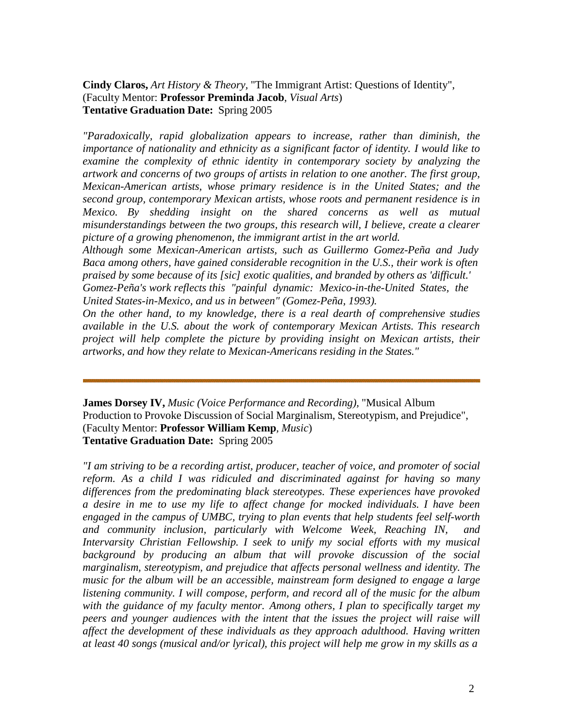**Cindy Claros,** *Art History & Theory*, "The Immigrant Artist: Questions of Identity", (Faculty Mentor: **Professor Preminda Jacob**, *Visual Arts*)
**Tentative Graduation Date:** Spring 2005

*"Paradoxically, rapid globalization appears to increase, rather than diminish, the importance of nationality and ethnicity as a significant factor of identity. I would like to examine the complexity of ethnic identity in contemporary society by analyzing the artwork and concerns of two groups of artists in relation to one another. The first group, Mexican-American artists, whose primary residence is in the United States; and the second group, contemporary Mexican artists, whose roots and permanent residence is in Mexico. By shedding insight on the shared concerns as well as mutual misunderstandings between the two groups, this research will, I believe, create a clearer picture of a growing phenomenon, the immigrant artist in the art world.*

*Although some Mexican-American artists, such as Guillermo Gomez-Peña and Judy Baca among others, have gained considerable recognition in the U.S., their work is often praised by some because of its [sic] exotic qualities, and branded by others as 'difficult.' Gomez-Peña's work reflects this "painful dynamic: Mexico-in-the-United States, the United States-in-Mexico, and us in between" (Gomez-Peña, 1993).*

*On the other hand, to my knowledge, there is a real dearth of comprehensive studies available in the U.S. about the work of contemporary Mexican Artists. This research project will help complete the picture by providing insight on Mexican artists, their artworks, and how they relate to Mexican-Americans residing in the States."*

---

**James Dorsey IV,** *Music (Voice Performance and Recording)*, "Musical Album Production to Provoke Discussion of Social Marginalism, Stereotypism, and Prejudice", (Faculty Mentor: **Professor William Kemp**, *Music*)
**Tentative Graduation Date:** Spring 2005

*"I am striving to be a recording artist, producer, teacher of voice, and promoter of social reform. As a child I was ridiculed and discriminated against for having so many differences from the predominating black stereotypes. These experiences have provoked a desire in me to use my life to affect change for mocked individuals. I have been engaged in the campus of UMBC, trying to plan events that help students feel self-worth and community inclusion, particularly with Welcome Week, Reaching IN, and Intervarsity Christian Fellowship. I seek to unify my social efforts with my musical background by producing an album that will provoke discussion of the social marginalism, stereotypism, and prejudice that affects personal wellness and identity. The music for the album will be an accessible, mainstream form designed to engage a large listening community. I will compose, perform, and record all of the music for the album with the guidance of my faculty mentor. Among others, I plan to specifically target my peers and younger audiences with the intent that the issues the project will raise will affect the development of these individuals as they approach adulthood. Having written at least 40 songs (musical and/or lyrical), this project will help me grow in my skills as a*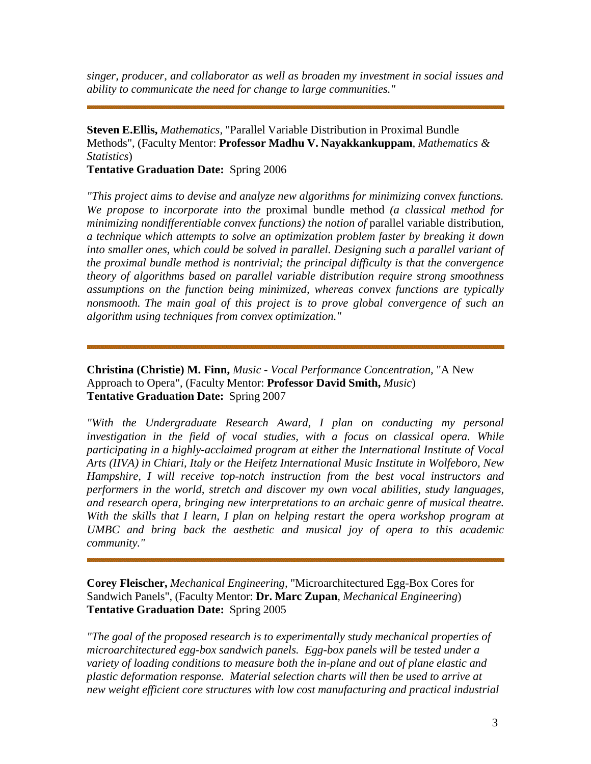*singer, producer, and collaborator as well as broaden my investment in social issues and ability to communicate the need for change to large communities."*

---

**Steven E.Ellis,** *Mathematics*, "Parallel Variable Distribution in Proximal Bundle Methods", (Faculty Mentor: **Professor Madhu V. Nayakkankuppam**, *Mathematics & Statistics*)
**Tentative Graduation Date:** Spring 2006

*"This project aims to devise and analyze new algorithms for minimizing convex functions. We propose to incorporate into the* proximal bundle method *(a classical method for minimizing nondifferentiable convex functions) the notion of* parallel variable distribution, *a technique which attempts to solve an optimization problem faster by breaking it down into smaller ones, which could be solved in parallel. Designing such a parallel variant of the proximal bundle method is nontrivial; the principal difficulty is that the convergence theory of algorithms based on parallel variable distribution require strong smoothness assumptions on the function being minimized, whereas convex functions are typically nonsmooth. The main goal of this project is to prove global convergence of such an algorithm using techniques from convex optimization."*

---

**Christina (Christie) M. Finn,** *Music - Vocal Performance Concentration,* "A New Approach to Opera", (Faculty Mentor: **Professor David Smith,** *Music*)
**Tentative Graduation Date:** Spring 2007

*"With the Undergraduate Research Award, I plan on conducting my personal investigation in the field of vocal studies, with a focus on classical opera. While participating in a highly-acclaimed program at either the International Institute of Vocal Arts (IIVA) in Chiari, Italy or the Heifetz International Music Institute in Wolfeboro, New Hampshire, I will receive top-notch instruction from the best vocal instructors and performers in the world, stretch and discover my own vocal abilities, study languages, and research opera, bringing new interpretations to an archaic genre of musical theatre. With the skills that I learn, I plan on helping restart the opera workshop program at UMBC and bring back the aesthetic and musical joy of opera to this academic community."*

---

**Corey Fleischer,** *Mechanical Engineering,* "Microarchitectured Egg-Box Cores for Sandwich Panels", (Faculty Mentor: **Dr. Marc Zupan**, *Mechanical Engineering*)
**Tentative Graduation Date:** Spring 2005

*"The goal of the proposed research is to experimentally study mechanical properties of microarchitectured egg-box sandwich panels. Egg-box panels will be tested under a variety of loading conditions to measure both the in-plane and out of plane elastic and plastic deformation response. Material selection charts will then be used to arrive at new weight efficient core structures with low cost manufacturing and practical industrial*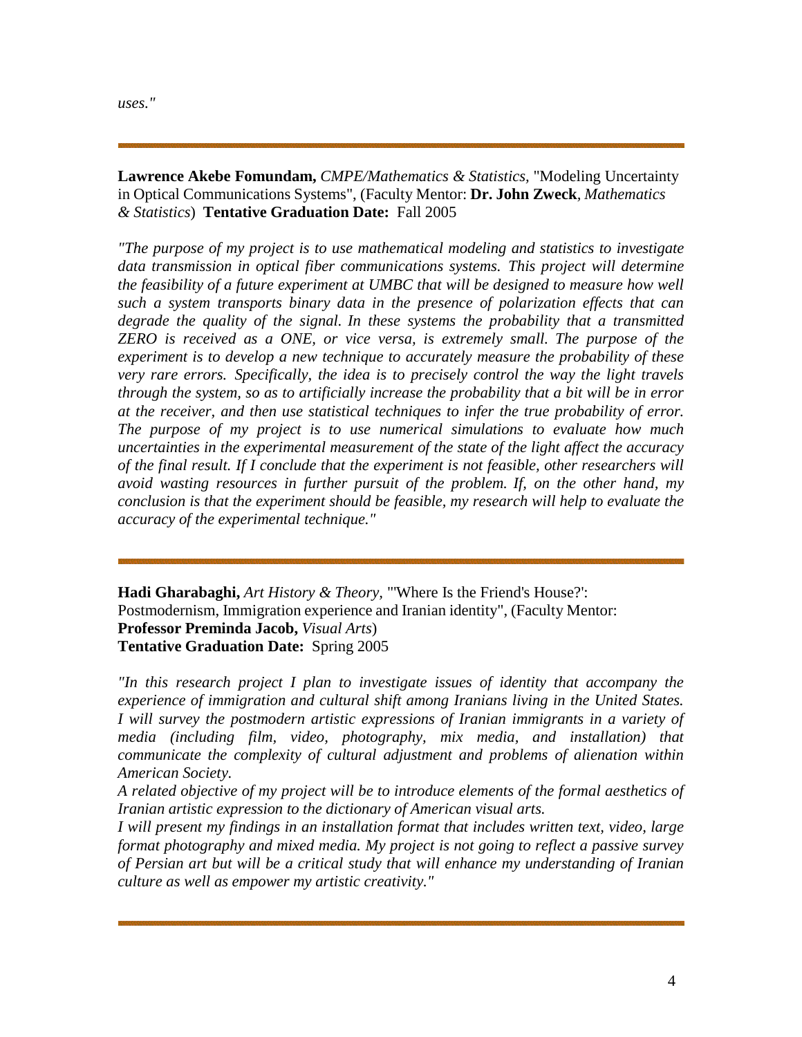*uses."*

---

**Lawrence Akebe Fomundam,** *CMPE/Mathematics & Statistics,* "Modeling Uncertainty in Optical Communications Systems", (Faculty Mentor: **Dr. John Zweck**, *Mathematics & Statistics*) **Tentative Graduation Date:** Fall 2005

*"The purpose of my project is to use mathematical modeling and statistics to investigate data transmission in optical fiber communications systems. This project will determine the feasibility of a future experiment at UMBC that will be designed to measure how well such a system transports binary data in the presence of polarization effects that can degrade the quality of the signal. In these systems the probability that a transmitted ZERO is received as a ONE, or vice versa, is extremely small. The purpose of the experiment is to develop a new technique to accurately measure the probability of these very rare errors. Specifically, the idea is to precisely control the way the light travels through the system, so as to artificially increase the probability that a bit will be in error at the receiver, and then use statistical techniques to infer the true probability of error. The purpose of my project is to use numerical simulations to evaluate how much uncertainties in the experimental measurement of the state of the light affect the accuracy of the final result. If I conclude that the experiment is not feasible, other researchers will avoid wasting resources in further pursuit of the problem. If, on the other hand, my conclusion is that the experiment should be feasible, my research will help to evaluate the accuracy of the experimental technique."*

---

**Hadi Gharabaghi,** *Art History & Theory,* "'Where Is the Friend's House?': Postmodernism, Immigration experience and Iranian identity", (Faculty Mentor: **Professor Preminda Jacob,** *Visual Arts*)
**Tentative Graduation Date:** Spring 2005

*"In this research project I plan to investigate issues of identity that accompany the experience of immigration and cultural shift among Iranians living in the United States. I will survey the postmodern artistic expressions of Iranian immigrants in a variety of media (including film, video, photography, mix media, and installation) that communicate the complexity of cultural adjustment and problems of alienation within American Society.*

*A related objective of my project will be to introduce elements of the formal aesthetics of Iranian artistic expression to the dictionary of American visual arts.*

*I will present my findings in an installation format that includes written text, video, large format photography and mixed media. My project is not going to reflect a passive survey of Persian art but will be a critical study that will enhance my understanding of Iranian culture as well as empower my artistic creativity."*

---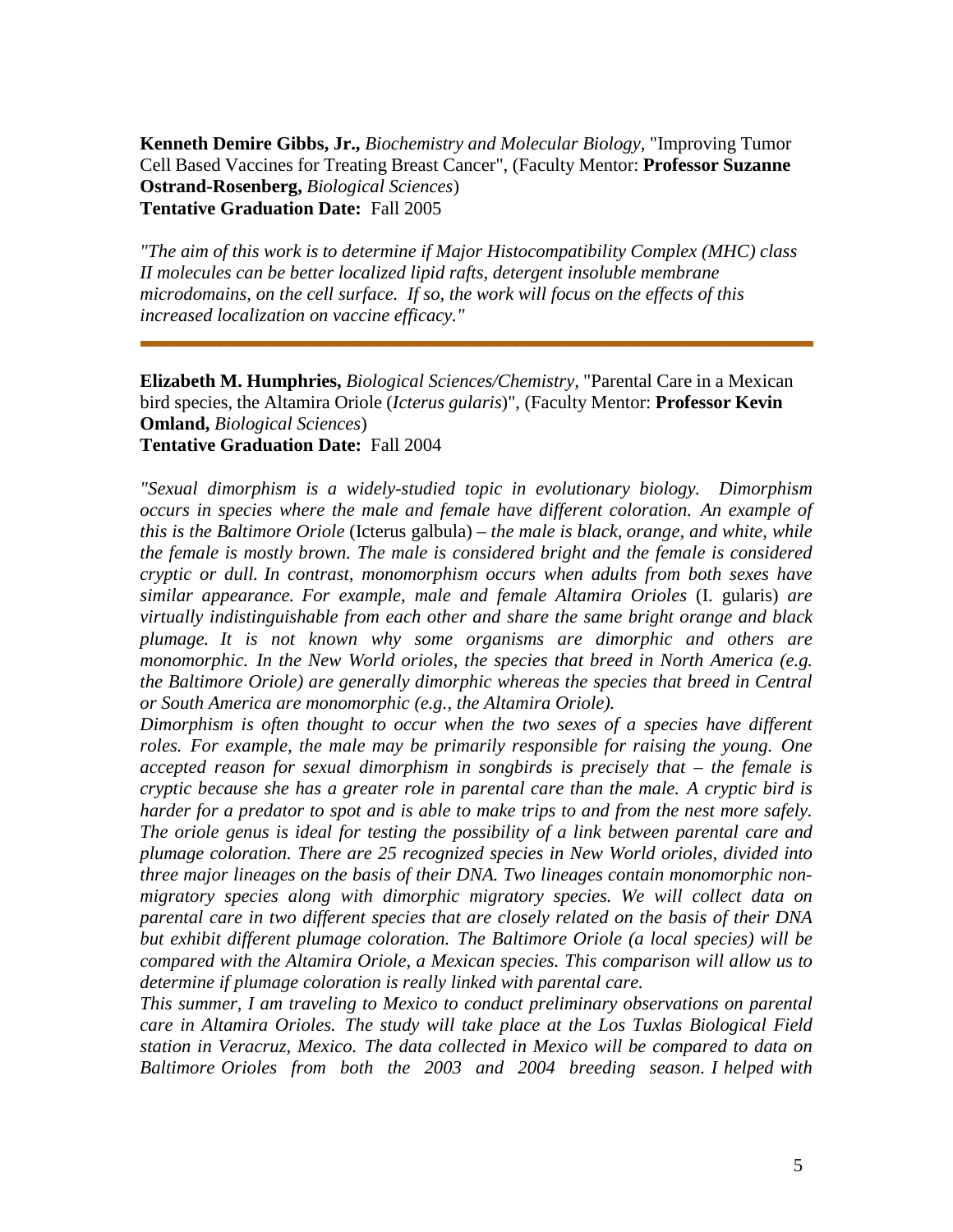**Kenneth Demire Gibbs, Jr.,** *Biochemistry and Molecular Biology*, "Improving Tumor Cell Based Vaccines for Treating Breast Cancer", (Faculty Mentor: **Professor Suzanne Ostrand-Rosenberg,** *Biological Sciences*)
**Tentative Graduation Date:** Fall 2005

*"The aim of this work is to determine if Major Histocompatibility Complex (MHC) class II molecules can be better localized lipid rafts, detergent insoluble membrane microdomains, on the cell surface. If so, the work will focus on the effects of this increased localization on vaccine efficacy."*

---

**Elizabeth M. Humphries,** *Biological Sciences/Chemistry*, "Parental Care in a Mexican bird species, the Altamira Oriole (*Icterus gularis*)", (Faculty Mentor: **Professor Kevin Omland,** *Biological Sciences*)
**Tentative Graduation Date:** Fall 2004

*"Sexual dimorphism is a widely-studied topic in evolutionary biology. Dimorphism occurs in species where the male and female have different coloration. An example of this is the Baltimore Oriole* (Icterus galbula) *– the male is black, orange, and white, while the female is mostly brown. The male is considered bright and the female is considered cryptic or dull. In contrast, monomorphism occurs when adults from both sexes have similar appearance. For example, male and female Altamira Orioles* (I. gularis) *are virtually indistinguishable from each other and share the same bright orange and black plumage. It is not known why some organisms are dimorphic and others are monomorphic. In the New World orioles, the species that breed in North America (e.g. the Baltimore Oriole) are generally dimorphic whereas the species that breed in Central or South America are monomorphic (e.g., the Altamira Oriole).*

*Dimorphism is often thought to occur when the two sexes of a species have different roles. For example, the male may be primarily responsible for raising the young. One accepted reason for sexual dimorphism in songbirds is precisely that – the female is cryptic because she has a greater role in parental care than the male. A cryptic bird is harder for a predator to spot and is able to make trips to and from the nest more safely. The oriole genus is ideal for testing the possibility of a link between parental care and plumage coloration. There are 25 recognized species in New World orioles, divided into three major lineages on the basis of their DNA. Two lineages contain monomorphic non-migratory species along with dimorphic migratory species. We will collect data on parental care in two different species that are closely related on the basis of their DNA but exhibit different plumage coloration. The Baltimore Oriole (a local species) will be compared with the Altamira Oriole, a Mexican species. This comparison will allow us to determine if plumage coloration is really linked with parental care.*

*This summer, I am traveling to Mexico to conduct preliminary observations on parental care in Altamira Orioles. The study will take place at the Los Tuxlas Biological Field station in Veracruz, Mexico. The data collected in Mexico will be compared to data on Baltimore Orioles from both the 2003 and 2004 breeding season. I helped with*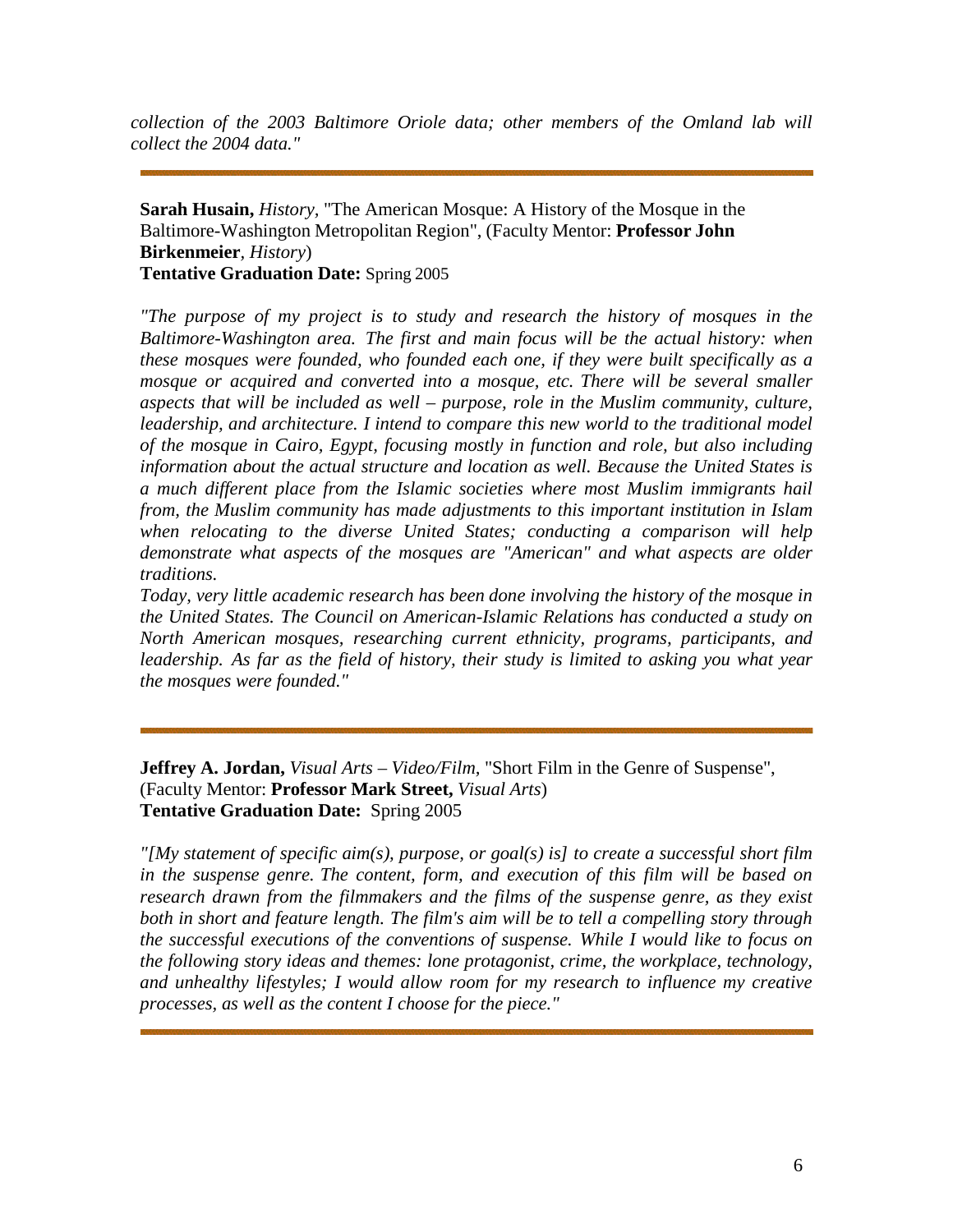*collection of the 2003 Baltimore Oriole data; other members of the Omland lab will collect the 2004 data."*

---

**Sarah Husain,** *History,* "The American Mosque: A History of the Mosque in the Baltimore-Washington Metropolitan Region", (Faculty Mentor: **Professor John Birkenmeier**, *History*)
**Tentative Graduation Date:** Spring 2005

*"The purpose of my project is to study and research the history of mosques in the Baltimore-Washington area. The first and main focus will be the actual history: when these mosques were founded, who founded each one, if they were built specifically as a mosque or acquired and converted into a mosque, etc. There will be several smaller aspects that will be included as well – purpose, role in the Muslim community, culture, leadership, and architecture. I intend to compare this new world to the traditional model of the mosque in Cairo, Egypt, focusing mostly in function and role, but also including information about the actual structure and location as well. Because the United States is a much different place from the Islamic societies where most Muslim immigrants hail from, the Muslim community has made adjustments to this important institution in Islam when relocating to the diverse United States; conducting a comparison will help demonstrate what aspects of the mosques are "American" and what aspects are older traditions.*
*Today, very little academic research has been done involving the history of the mosque in the United States. The Council on American-Islamic Relations has conducted a study on North American mosques, researching current ethnicity, programs, participants, and leadership. As far as the field of history, their study is limited to asking you what year the mosques were founded."*

---

**Jeffrey A. Jordan,** *Visual Arts – Video/Film*, "Short Film in the Genre of Suspense", (Faculty Mentor: **Professor Mark Street,** *Visual Arts*)
**Tentative Graduation Date:** Spring 2005

*"[My statement of specific aim(s), purpose, or goal(s) is] to create a successful short film in the suspense genre. The content, form, and execution of this film will be based on research drawn from the filmmakers and the films of the suspense genre, as they exist both in short and feature length. The film's aim will be to tell a compelling story through the successful executions of the conventions of suspense. While I would like to focus on the following story ideas and themes: lone protagonist, crime, the workplace, technology, and unhealthy lifestyles; I would allow room for my research to influence my creative processes, as well as the content I choose for the piece."*

---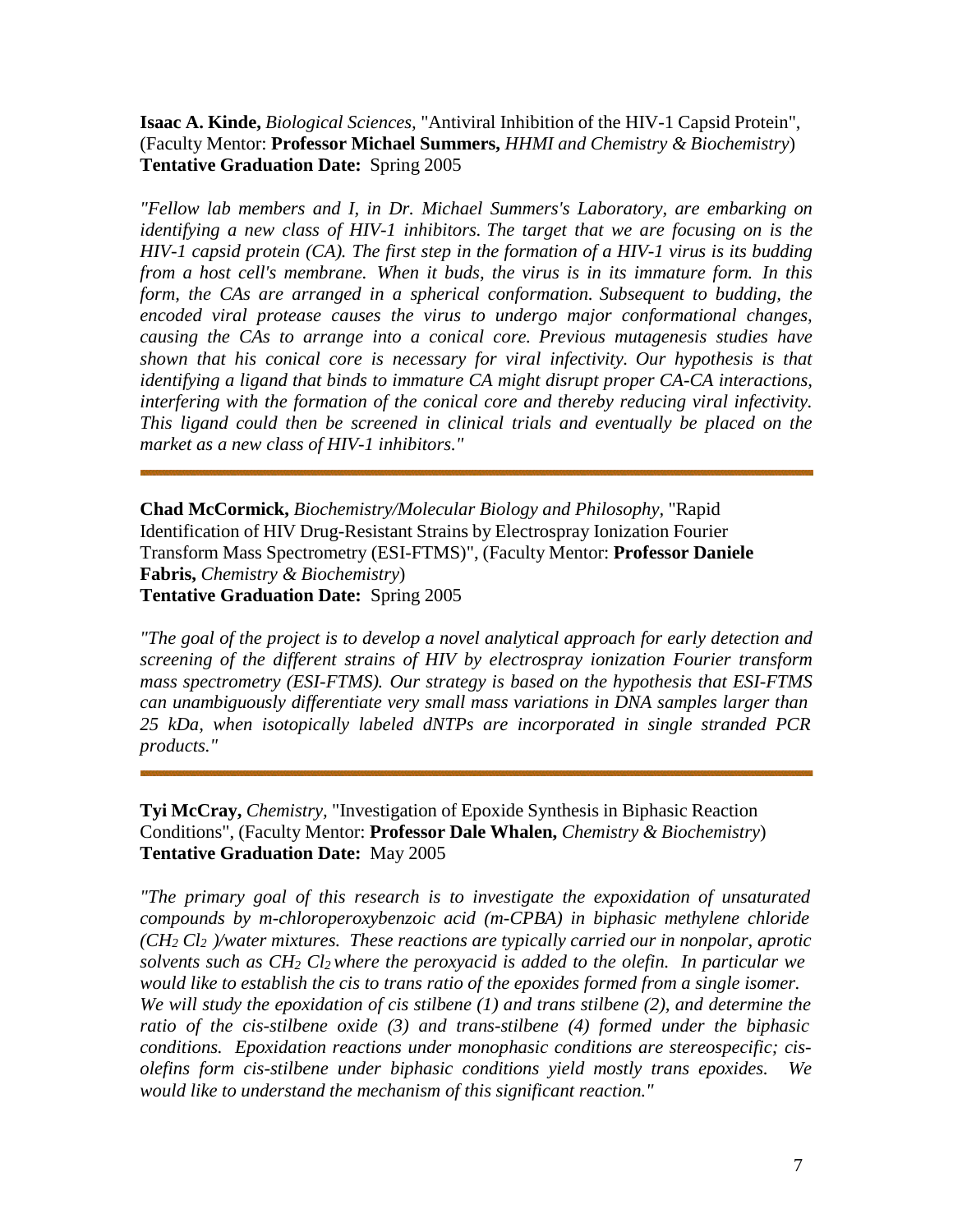**Isaac A. Kinde,** *Biological Sciences*, "Antiviral Inhibition of the HIV-1 Capsid Protein", (Faculty Mentor: **Professor Michael Summers,** *HHMI and Chemistry & Biochemistry*)
**Tentative Graduation Date:** Spring 2005

*"Fellow lab members and I, in Dr. Michael Summers's Laboratory, are embarking on identifying a new class of HIV-1 inhibitors. The target that we are focusing on is the HIV-1 capsid protein (CA). The first step in the formation of a HIV-1 virus is its budding from a host cell's membrane. When it buds, the virus is in its immature form. In this form, the CAs are arranged in a spherical conformation. Subsequent to budding, the encoded viral protease causes the virus to undergo major conformational changes, causing the CAs to arrange into a conical core. Previous mutagenesis studies have shown that his conical core is necessary for viral infectivity. Our hypothesis is that identifying a ligand that binds to immature CA might disrupt proper CA-CA interactions, interfering with the formation of the conical core and thereby reducing viral infectivity. This ligand could then be screened in clinical trials and eventually be placed on the market as a new class of HIV-1 inhibitors."*

---

**Chad McCormick,** *Biochemistry/Molecular Biology and Philosophy*, "Rapid Identification of HIV Drug-Resistant Strains by Electrospray Ionization Fourier Transform Mass Spectrometry (ESI-FTMS)", (Faculty Mentor: **Professor Daniele Fabris,** *Chemistry & Biochemistry*)
**Tentative Graduation Date:** Spring 2005

*"The goal of the project is to develop a novel analytical approach for early detection and screening of the different strains of HIV by electrospray ionization Fourier transform mass spectrometry (ESI-FTMS). Our strategy is based on the hypothesis that ESI-FTMS can unambiguously differentiate very small mass variations in DNA samples larger than 25 kDa, when isotopically labeled dNTPs are incorporated in single stranded PCR products."*

---

**Tyi McCray,** *Chemistry*, "Investigation of Epoxide Synthesis in Biphasic Reaction Conditions", (Faculty Mentor: **Professor Dale Whalen,** *Chemistry & Biochemistry*)
**Tentative Graduation Date:** May 2005

*"The primary goal of this research is to investigate the expoxidation of unsaturated compounds by m-chloroperoxybenzoic acid (m-CPBA) in biphasic methylene chloride ($CH_2Cl_2$ )/water mixtures. These reactions are typically carried our in nonpolar, aprotic solvents such as $CH_2Cl_2$ where the peroxyacid is added to the olefin. In particular we would like to establish the cis to trans ratio of the epoxides formed from a single isomer. We will study the epoxidation of cis stilbene (1) and trans stilbene (2), and determine the ratio of the cis-stilbene oxide (3) and trans-stilbene (4) formed under the biphasic conditions. Epoxidation reactions under monophasic conditions are stereospecific; cis-olefins form cis-stilbene under biphasic conditions yield mostly trans epoxides. We would like to understand the mechanism of this significant reaction."*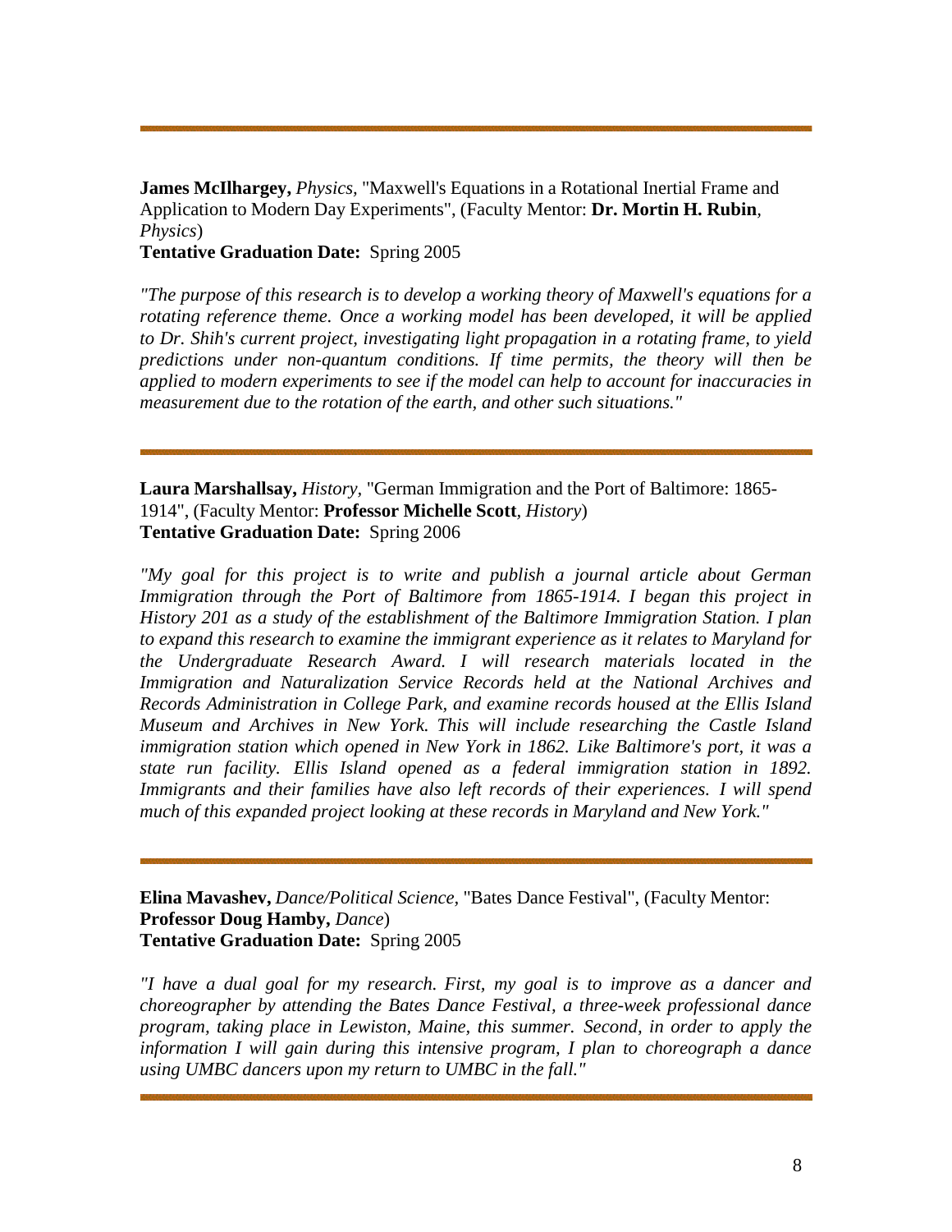---

**James McIlhargey,** *Physics*, "Maxwell's Equations in a Rotational Inertial Frame and Application to Modern Day Experiments", (Faculty Mentor: **Dr. Mortin H. Rubin**, *Physics*)
**Tentative Graduation Date:** Spring 2005

*"The purpose of this research is to develop a working theory of Maxwell's equations for a rotating reference theme. Once a working model has been developed, it will be applied to Dr. Shih's current project, investigating light propagation in a rotating frame, to yield predictions under non-quantum conditions. If time permits, the theory will then be applied to modern experiments to see if the model can help to account for inaccuracies in measurement due to the rotation of the earth, and other such situations."*

---

**Laura Marshallsay,** *History*, "German Immigration and the Port of Baltimore: 1865-1914", (Faculty Mentor: **Professor Michelle Scott**, *History*)
**Tentative Graduation Date:** Spring 2006

*"My goal for this project is to write and publish a journal article about German Immigration through the Port of Baltimore from 1865-1914. I began this project in History 201 as a study of the establishment of the Baltimore Immigration Station. I plan to expand this research to examine the immigrant experience as it relates to Maryland for the Undergraduate Research Award. I will research materials located in the Immigration and Naturalization Service Records held at the National Archives and Records Administration in College Park, and examine records housed at the Ellis Island Museum and Archives in New York. This will include researching the Castle Island immigration station which opened in New York in 1862. Like Baltimore's port, it was a state run facility. Ellis Island opened as a federal immigration station in 1892. Immigrants and their families have also left records of their experiences. I will spend much of this expanded project looking at these records in Maryland and New York."*

---

**Elina Mavashev,** *Dance/Political Science*, "Bates Dance Festival", (Faculty Mentor: **Professor Doug Hamby,** *Dance*)
**Tentative Graduation Date:** Spring 2005

*"I have a dual goal for my research. First, my goal is to improve as a dancer and choreographer by attending the Bates Dance Festival, a three-week professional dance program, taking place in Lewiston, Maine, this summer. Second, in order to apply the information I will gain during this intensive program, I plan to choreograph a dance using UMBC dancers upon my return to UMBC in the fall."*

---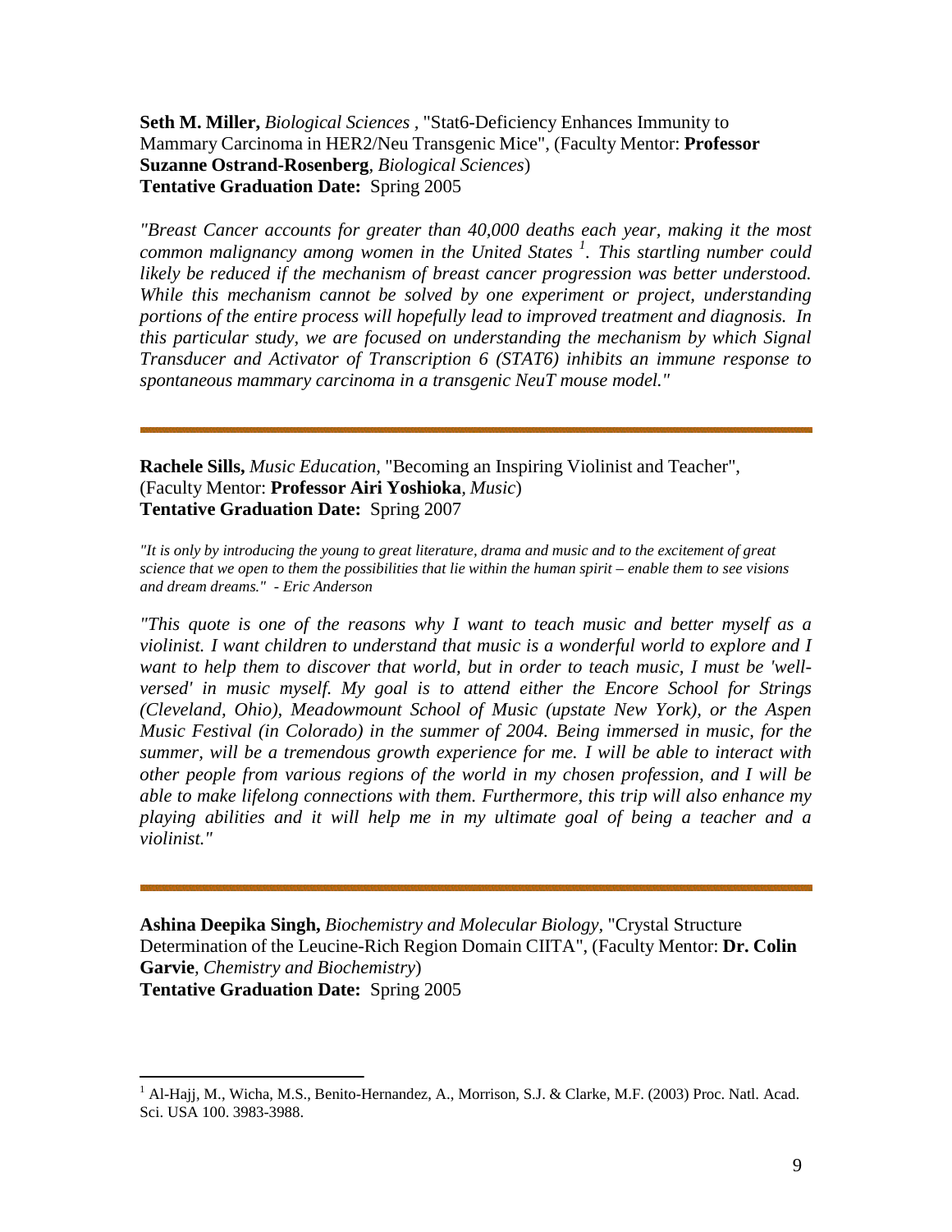**Seth M. Miller,** *Biological Sciences* , "Stat6-Deficiency Enhances Immunity to Mammary Carcinoma in HER2/Neu Transgenic Mice", (Faculty Mentor: **Professor Suzanne Ostrand-Rosenberg**, *Biological Sciences*)
**Tentative Graduation Date:** Spring 2005

*"Breast Cancer accounts for greater than 40,000 deaths each year, making it the most common malignancy among women in the United States [1]. This startling number could likely be reduced if the mechanism of breast cancer progression was better understood. While this mechanism cannot be solved by one experiment or project, understanding portions of the entire process will hopefully lead to improved treatment and diagnosis. In this particular study, we are focused on understanding the mechanism by which Signal Transducer and Activator of Transcription 6 (STAT6) inhibits an immune response to spontaneous mammary carcinoma in a transgenic NeuT mouse model."*

---

**Rachele Sills,** *Music Education*, "Becoming an Inspiring Violinist and Teacher", (Faculty Mentor: **Professor Airi Yoshioka**, *Music*)
**Tentative Graduation Date:** Spring 2007

*"It is only by introducing the young to great literature, drama and music and to the excitement of great science that we open to them the possibilities that lie within the human spirit – enable them to see visions and dream dreams." - Eric Anderson*

*"This quote is one of the reasons why I want to teach music and better myself as a violinist. I want children to understand that music is a wonderful world to explore and I want to help them to discover that world, but in order to teach music, I must be 'well-versed' in music myself. My goal is to attend either the Encore School for Strings (Cleveland, Ohio), Meadowmount School of Music (upstate New York), or the Aspen Music Festival (in Colorado) in the summer of 2004. Being immersed in music, for the summer, will be a tremendous growth experience for me. I will be able to interact with other people from various regions of the world in my chosen profession, and I will be able to make lifelong connections with them. Furthermore, this trip will also enhance my playing abilities and it will help me in my ultimate goal of being a teacher and a violinist."*

---

**Ashina Deepika Singh,** *Biochemistry and Molecular Biology*, "Crystal Structure Determination of the Leucine-Rich Region Domain CIITA", (Faculty Mentor: **Dr. Colin Garvie**, *Chemistry and Biochemistry*)
**Tentative Graduation Date:** Spring 2005

---

[1] Al-Hajj, M., Wicha, M.S., Benito-Hernandez, A., Morrison, S.J. & Clarke, M.F. (2003) Proc. Natl. Acad. Sci. USA 100. 3983-3988.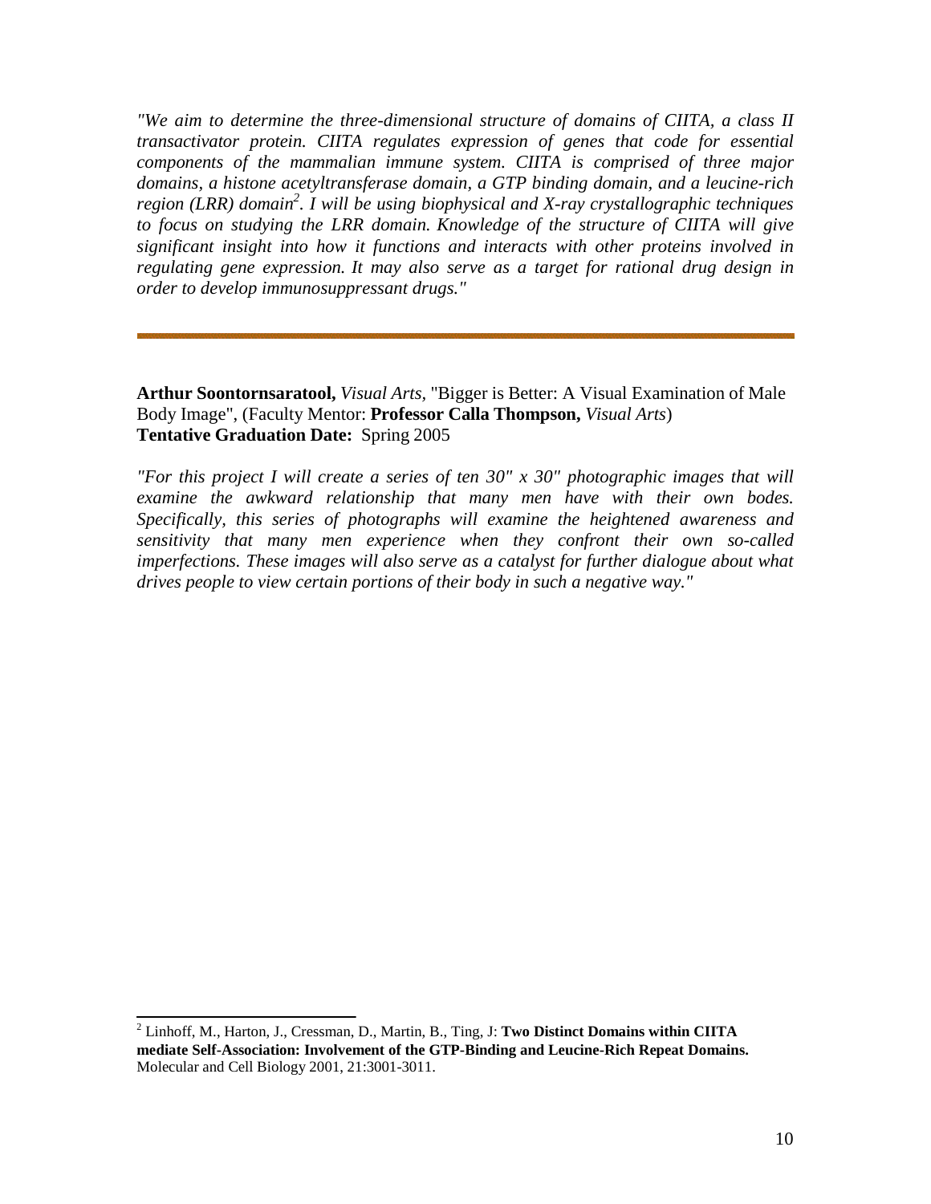*"We aim to determine the three-dimensional structure of domains of CIITA, a class II transactivator protein. CIITA regulates expression of genes that code for essential components of the mammalian immune system. CIITA is comprised of three major domains, a histone acetyltransferase domain, a GTP binding domain, and a leucine-rich region (LRR) domain[2]. I will be using biophysical and X-ray crystallographic techniques to focus on studying the LRR domain. Knowledge of the structure of CIITA will give significant insight into how it functions and interacts with other proteins involved in regulating gene expression. It may also serve as a target for rational drug design in order to develop immunosuppressant drugs."*

---

**Arthur Soontornsaratool,** *Visual Arts,* "Bigger is Better: A Visual Examination of Male Body Image", (Faculty Mentor: **Professor Calla Thompson,** *Visual Arts*)
**Tentative Graduation Date:** Spring 2005

*"For this project I will create a series of ten 30" x 30" photographic images that will examine the awkward relationship that many men have with their own bodes. Specifically, this series of photographs will examine the heightened awareness and sensitivity that many men experience when they confront their own so-called imperfections. These images will also serve as a catalyst for further dialogue about what drives people to view certain portions of their body in such a negative way."*

---

[2] Linhoff, M., Harton, J., Cressman, D., Martin, B., Ting, J: **Two Distinct Domains within CIITA mediate Self-Association: Involvement of the GTP-Binding and Leucine-Rich Repeat Domains.** Molecular and Cell Biology 2001, 21:3001-3011.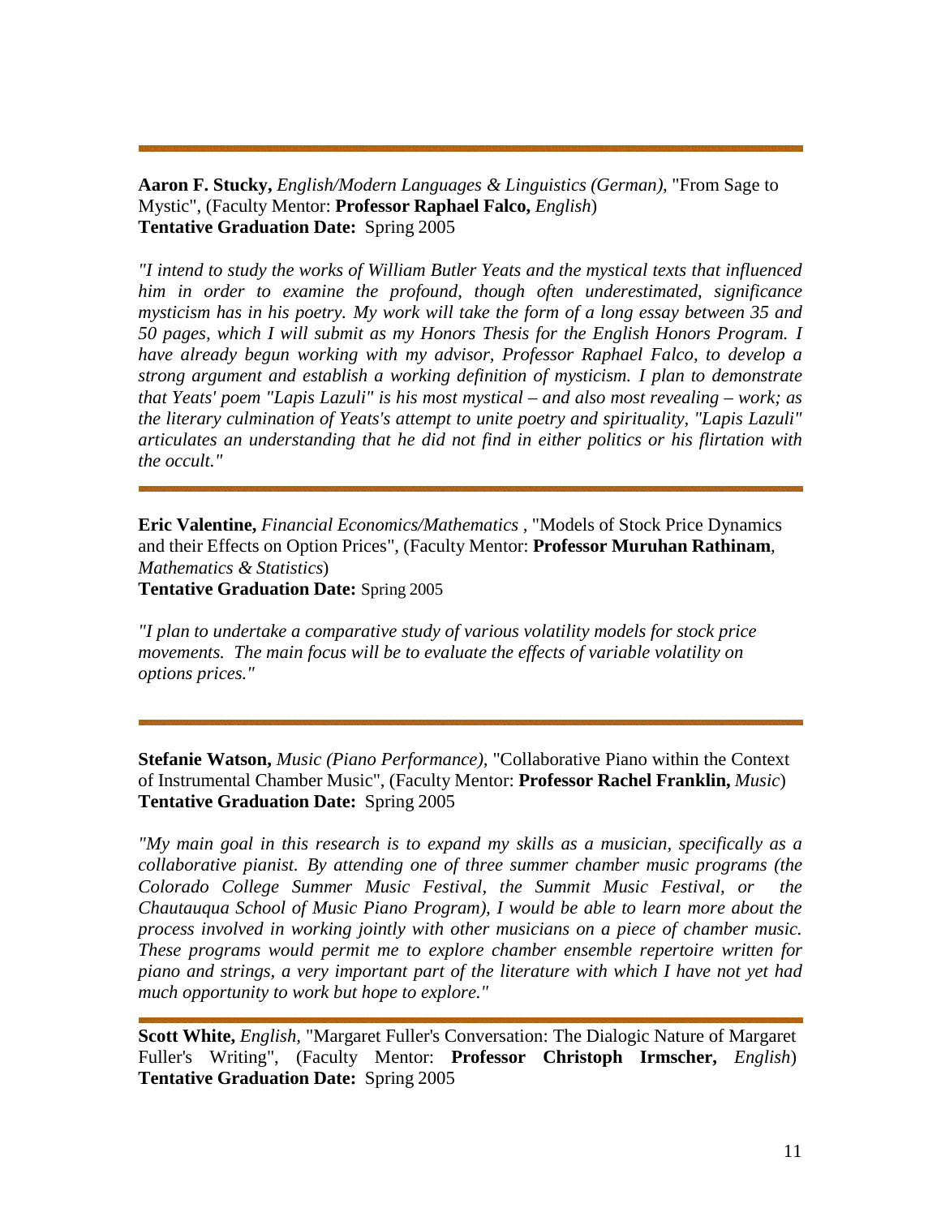---

**Aaron F. Stucky,** *English/Modern Languages & Linguistics (German),* "From Sage to Mystic", (Faculty Mentor: **Professor Raphael Falco,** *English*)
**Tentative Graduation Date:** Spring 2005

*"I intend to study the works of William Butler Yeats and the mystical texts that influenced him in order to examine the profound, though often underestimated, significance mysticism has in his poetry. My work will take the form of a long essay between 35 and 50 pages, which I will submit as my Honors Thesis for the English Honors Program. I have already begun working with my advisor, Professor Raphael Falco, to develop a strong argument and establish a working definition of mysticism. I plan to demonstrate that Yeats' poem "Lapis Lazuli" is his most mystical – and also most revealing – work; as the literary culmination of Yeats's attempt to unite poetry and spirituality, "Lapis Lazuli" articulates an understanding that he did not find in either politics or his flirtation with the occult."*

---

**Eric Valentine,** *Financial Economics/Mathematics ,* "Models of Stock Price Dynamics and their Effects on Option Prices", (Faculty Mentor: **Professor Muruhan Rathinam**, *Mathematics & Statistics*)
**Tentative Graduation Date:** Spring 2005

*"I plan to undertake a comparative study of various volatility models for stock price movements. The main focus will be to evaluate the effects of variable volatility on options prices."*

---

**Stefanie Watson,** *Music (Piano Performance),* "Collaborative Piano within the Context of Instrumental Chamber Music", (Faculty Mentor: **Professor Rachel Franklin,** *Music*)
**Tentative Graduation Date:** Spring 2005

*"My main goal in this research is to expand my skills as a musician, specifically as a collaborative pianist. By attending one of three summer chamber music programs (the Colorado College Summer Music Festival, the Summit Music Festival, or the Chautauqua School of Music Piano Program), I would be able to learn more about the process involved in working jointly with other musicians on a piece of chamber music. These programs would permit me to explore chamber ensemble repertoire written for piano and strings, a very important part of the literature with which I have not yet had much opportunity to work but hope to explore."*

---

**Scott White,** *English,* "Margaret Fuller's Conversation: The Dialogic Nature of Margaret Fuller's Writing", (Faculty Mentor: **Professor Christoph Irmscher,** *English*)
**Tentative Graduation Date:** Spring 2005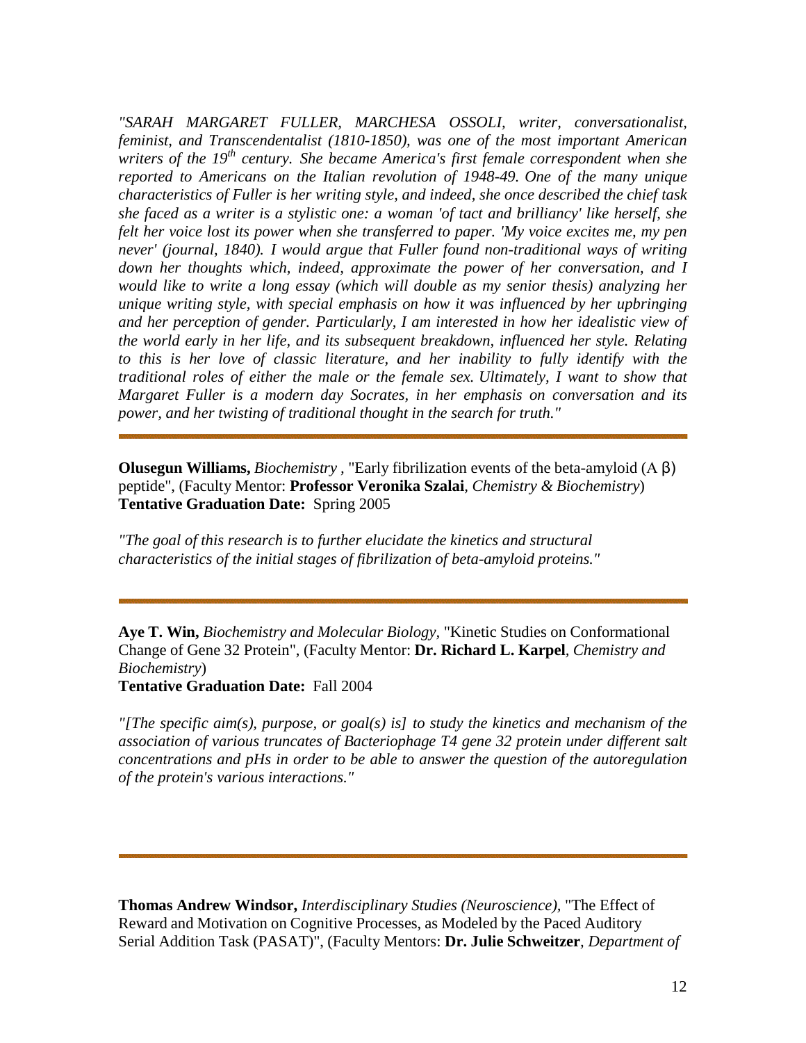*"SARAH MARGARET FULLER, MARCHESA OSSOLI, writer, conversationalist, feminist, and Transcendentalist (1810-1850), was one of the most important American writers of the 19th century. She became America's first female correspondent when she reported to Americans on the Italian revolution of 1948-49. One of the many unique characteristics of Fuller is her writing style, and indeed, she once described the chief task she faced as a writer is a stylistic one: a woman 'of tact and brilliancy' like herself, she felt her voice lost its power when she transferred to paper. 'My voice excites me, my pen never' (journal, 1840). I would argue that Fuller found non-traditional ways of writing down her thoughts which, indeed, approximate the power of her conversation, and I would like to write a long essay (which will double as my senior thesis) analyzing her unique writing style, with special emphasis on how it was influenced by her upbringing and her perception of gender. Particularly, I am interested in how her idealistic view of the world early in her life, and its subsequent breakdown, influenced her style. Relating to this is her love of classic literature, and her inability to fully identify with the traditional roles of either the male or the female sex. Ultimately, I want to show that Margaret Fuller is a modern day Socrates, in her emphasis on conversation and its power, and her twisting of traditional thought in the search for truth."*

---

**Olusegun Williams,** *Biochemistry ,* "Early fibrilization events of the beta-amyloid (A β) peptide", (Faculty Mentor: **Professor Veronika Szalai**, *Chemistry & Biochemistry*)
**Tentative Graduation Date:** Spring 2005

*"The goal of this research is to further elucidate the kinetics and structural characteristics of the initial stages of fibrilization of beta-amyloid proteins."*

---

**Aye T. Win,** *Biochemistry and Molecular Biology,* "Kinetic Studies on Conformational Change of Gene 32 Protein", (Faculty Mentor: **Dr. Richard L. Karpel**, *Chemistry and Biochemistry*)
**Tentative Graduation Date:** Fall 2004

*"[The specific aim(s), purpose, or goal(s) is] to study the kinetics and mechanism of the association of various truncates of Bacteriophage T4 gene 32 protein under different salt concentrations and pHs in order to be able to answer the question of the autoregulation of the protein's various interactions."*

---

**Thomas Andrew Windsor,** *Interdisciplinary Studies (Neuroscience),* "The Effect of Reward and Motivation on Cognitive Processes, as Modeled by the Paced Auditory Serial Addition Task (PASAT)", (Faculty Mentors: **Dr. Julie Schweitzer**, *Department of*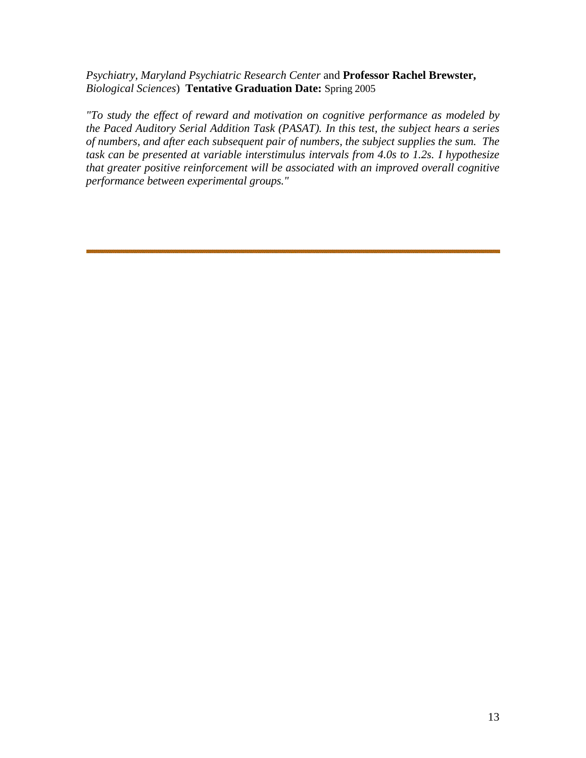*Psychiatry, Maryland Psychiatric Research Center* and **Professor Rachel Brewster,** *Biological Sciences*) **Tentative Graduation Date:** Spring 2005

*"To study the effect of reward and motivation on cognitive performance as modeled by the Paced Auditory Serial Addition Task (PASAT). In this test, the subject hears a series of numbers, and after each subsequent pair of numbers, the subject supplies the sum. The task can be presented at variable interstimulus intervals from 4.0s to 1.2s. I hypothesize that greater positive reinforcement will be associated with an improved overall cognitive performance between experimental groups."*

---